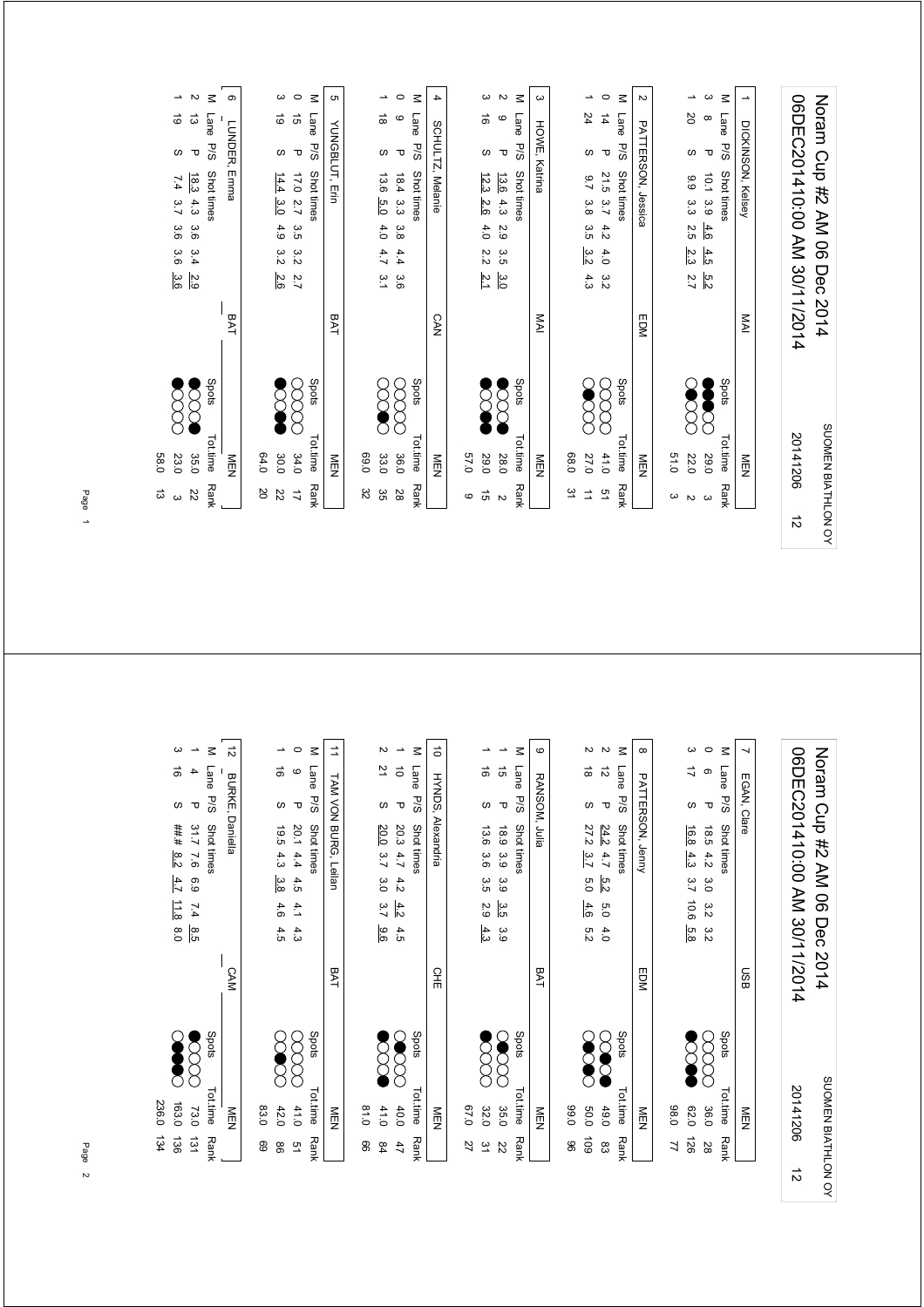# Noram Cup #2 AM 06 Dec 2014

06DEC20141 0:00 AM 30/11/2014 — SUOMEN BIATHLON OY — 20141206 — 12

## 1 DICKINSON, Kelsey — MAI — MEN

| M | Lane | P/S | Shot times | | | | | Spots | Tot.time | Rank |
|---|---|---|---|---|---|---|---|---|---|---|
| 3 | 8 | P | 10.1 | 3.9 | 4.6 | 4.5 | 5.2 | ●●●○○ | 29.0 | 3 |
| 1 | 20 | S | 9.9 | 3.3 | 2.5 | 2.3 | 2.7 | ○●○○○ | 22.0 | 2 |
| | | | | | | | | | 51.0 | 3 |

## 2 PATTERSON, Jessica — EDM — MEN

| M | Lane | P/S | Shot times | | | | | Spots | Tot.time | Rank |
|---|---|---|---|---|---|---|---|---|---|---|
| 0 | 14 | P | 21.5 | 3.7 | 4.2 | 4.0 | 3.2 | ○○○○○ | 41.0 | 51 |
| 1 | 24 | S | 9.7 | 3.8 | 3.5 | 3.2 | 4.3 | ○○●○○ | 27.0 | 11 |
| | | | | | | | | | 68.0 | 31 |

## 3 HOWE, Katrina — MAI — MEN

| M | Lane | P/S | Shot times | | | | | Spots | Tot.time | Rank |
|---|---|---|---|---|---|---|---|---|---|---|
| 2 | 9 | P | 13.6 | 4.3 | 2.9 | 3.5 | 3.0 | ●○○●○ | 28.0 | 2 |
| 3 | 16 | S | 12.3 | 2.6 | 4.0 | 2.2 | 2.1 | ●○●●○ | 29.0 | 15 |
| | | | | | | | | | 57.0 | 9 |

## 4 SCHULTZ, Melanie — CAN — MEN

| M | Lane | P/S | Shot times | | | | | Spots | Tot.time | Rank |
|---|---|---|---|---|---|---|---|---|---|---|
| 0 | 9 | P | 18.4 | 3.3 | 3.8 | 4.4 | 3.6 | ○○○○○ | 36.0 | 28 |
| 1 | 18 | S | 13.6 | 5.0 | 4.0 | 4.7 | 3.1 | ○○●○○ | 33.0 | 35 |
| | | | | | | | | | 69.0 | 32 |

## 5 YUNGBLUT, Erin — BAT — MEN

| M | Lane | P/S | Shot times | | | | | Spots | Tot.time | Rank |
|---|---|---|---|---|---|---|---|---|---|---|
| 0 | 15 | P | 17.0 | 2.7 | 3.5 | 3.2 | 2.7 | ○○○○○ | 34.0 | 17 |
| 3 | 19 | S | 14.4 | 3.0 | 4.9 | 3.2 | 2.6 | ●○●●○ | 30.0 | 22 |
| | | | | | | | | | 64.0 | 20 |

## 6 LUNDER, Emma — BAT — MEN

| M | Lane | P/S | Shot times | | | | | Spots | Tot.time | Rank |
|---|---|---|---|---|---|---|---|---|---|---|
| 2 | 13 | P | 18.3 | 4.3 | 3.6 | 3.4 | 2.9 | ●○○●○ | 35.0 | 22 |
| 1 | 19 | S | 7.4 | 3.7 | 3.6 | 3.6 | 3.6 | ●○○○○ | 23.0 | 3 |
| | | | | | | | | | 58.0 | 13 |

# Noram Cup #2 AM 06 Dec 2014

06DEC20141 0:00 AM 30/11/2014 — SUOMEN BIATHLON OY — 20141206 — 12

## 7 EGAN, Clare — USB — MEN

| M | Lane | P/S | Shot times | | | | | Spots | Tot.time | Rank |
|---|---|---|---|---|---|---|---|---|---|---|
| 0 | 6 | P | 18.5 | 4.2 | 3.0 | 3.2 | 3.2 | ○○○○○ | 36.0 | 28 |
| 3 | 17 | S | 16.8 | 4.3 | 3.7 | 10.6 | 5.8 | ●○●●○ | 62.0 | 126 |
| | | | | | | | | | 98.0 | 77 |

## 8 PATTERSON, Jenny — EDM — MEN

| M | Lane | P/S | Shot times | | | | | Spots | Tot.time | Rank |
|---|---|---|---|---|---|---|---|---|---|---|
| 2 | 12 | P | 24.2 | 4.7 | 5.2 | 5.0 | 4.0 | ○●○●○ | 49.0 | 83 |
| 2 | 18 | S | 27.2 | 3.7 | 5.0 | 4.6 | 5.2 | ○●●○○ | 50.0 | 109 |
| | | | | | | | | | 99.0 | 96 |

## 9 RANSOM, Julia — BAT — MEN

| M | Lane | P/S | Shot times | | | | | Spots | Tot.time | Rank |
|---|---|---|---|---|---|---|---|---|---|---|
| 1 | 15 | P | 18.9 | 3.9 | 3.9 | 3.5 | 3.9 | ○●○○○ | 35.0 | 22 |
| 1 | 16 | S | 13.6 | 3.6 | 3.5 | 2.9 | 4.3 | ●○○○○ | 32.0 | 31 |
| | | | | | | | | | 67.0 | 27 |

## 10 HYNDS, Alexandria — CHE — MEN

| M | Lane | P/S | Shot times | | | | | Spots | Tot.time | Rank |
|---|---|---|---|---|---|---|---|---|---|---|
| 1 | 10 | P | 20.3 | 4.7 | 4.2 | 4.2 | 4.5 | ○●○○○ | 40.0 | 47 |
| 2 | 21 | S | 20.0 | 3.7 | 3.0 | 3.7 | 9.6 | ●○○○● | 41.0 | 84 |
| | | | | | | | | | 81.0 | 66 |

## 11 TAM VON BURG, Leilan — BAT — MEN

| M | Lane | P/S | Shot times | | | | | Spots | Tot.time | Rank |
|---|---|---|---|---|---|---|---|---|---|---|
| 0 | 9 | P | 20.1 | 4.4 | 4.5 | 4.1 | 4.3 | ○○○○○ | 41.0 | 51 |
| 1 | 16 | S | 19.5 | 4.3 | 3.8 | 4.6 | 4.5 | ○○●○○ | 42.0 | 86 |
| | | | | | | | | | 83.0 | 69 |

## 12 BURKE, Daniella — CAM — MEN

| M | Lane | P/S | Shot times | | | | | Spots | Tot.time | Rank |
|---|---|---|---|---|---|---|---|---|---|---|
| 1 | 4 | P | 31.7 | 7.6 | 6.9 | 7.4 | 8.5 | ●○○○○ | 73.0 | 131 |
| 3 | 16 | S | ##.# | 8.2 | 4.7 | 11.8 | 8.0 | ○●●●○ | 163.0 | 136 |
| | | | | | | | | | 236.0 | 134 |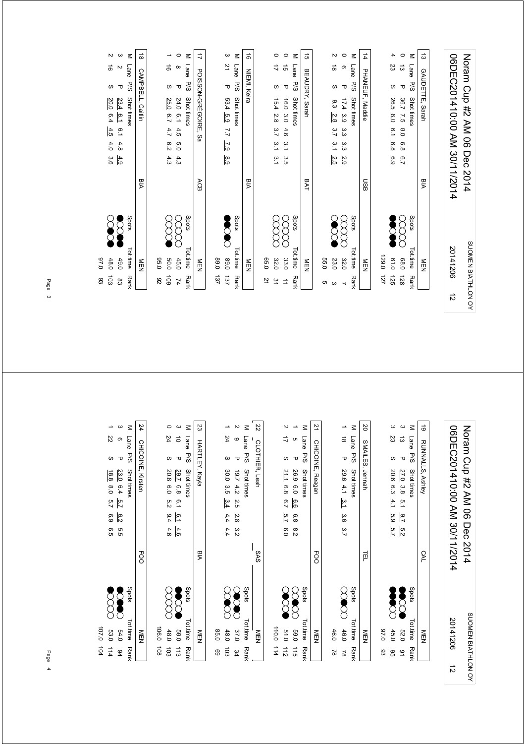# Noram Cup #2 AM 06 Dec 2014

06DEC20141 0:00 AM 30/11/2014

SUOMEN BIATHLON OY

20141206 12

### 13 GAUDETTE, Sarah — BIA — MEN

| M | Lane | P/S | Shot times | | | | | | Spots | Tot.time | Rank |
|---|---|---|---|---|---|---|---|---|---|---|---|
| 0 | 13 | P | 36.7 | 7.5 | 8.0 | 6.8 | 6.7 | | | 68.0 | 128 |
| 4 | 23 | S | 26.5 | 8.0 | 6.1 | 6.8 | 6.9 | | | 61.0 | 125 |
| | | | | | | | | | | 129.0 | 127 |

### 14 PHANEUF, Maddie — USB — MEN

| M | Lane | P/S | Shot times | | | | | | Spots | Tot.time | Rank |
|---|---|---|---|---|---|---|---|---|---|---|---|
| 0 | 6 | P | 17.4 | 3.9 | 3.3 | 3.3 | 2.9 | | | 32.0 | 7 |
| 2 | 18 | S | 9.3 | 2.8 | 3.7 | 3.1 | 2.5 | | | 23.0 | 3 |
| | | | | | | | | | | 55.0 | 5 |

### 15 BEAUDRY, Sarah — BAT — MEN

| M | Lane | P/S | Shot times | | | | | | Spots | Tot.time | Rank |
|---|---|---|---|---|---|---|---|---|---|---|---|
| 0 | 15 | P | 16.0 | 3.0 | 4.6 | 3.1 | 3.5 | | | 33.0 | 11 |
| 0 | 17 | S | 15.4 | 2.8 | 3.7 | 3.1 | 3.1 | | | 32.0 | 31 |
| | | | | | | | | | | 65.0 | 21 |

### 16 NIEMI, Keira — BIA — MEN

| M | Lane | P/S | Shot times | | | | | | Spots | Tot.time | Rank |
|---|---|---|---|---|---|---|---|---|---|---|---|
| 3 | 21 | P | 53.4 | 5.9 | 7.7 | 7.9 | 8.9 | | | 89.0 | 137 |
| | | | | | | | | | | 89.0 | 137 |

### 17 POISSON-GRÉGOIRE, Sa — ACB — MEN

| M | Lane | P/S | Shot times | | | | | | Spots | Tot.time | Rank |
|---|---|---|---|---|---|---|---|---|---|---|---|
| 0 | 8 | P | 24.0 | 6.1 | 4.5 | 5.0 | 4.3 | | | 45.0 | 74 |
| 1 | 16 | S | 25.0 | 6.7 | 4.7 | 6.2 | 4.3 | | | 50.0 | 109 |
| | | | | | | | | | | 95.0 | 92 |

### 18 CAMPBELL, Caitlin — BIA — MEN

| M | Lane | P/S | Shot times | | | | | | Spots | Tot.time | Rank |
|---|---|---|---|---|---|---|---|---|---|---|---|
| 3 | 2 | P | 23.4 | 6.1 | 6.1 | 4.8 | 4.9 | | | 49.0 | 83 |
| 2 | 16 | S | 20.0 | 6.4 | 4.5 | 4.0 | 3.6 | | | 48.0 | 103 |
| | | | | | | | | | | 97.0 | 93 |

# Noram Cup #2 AM 06 Dec 2014

06DEC20141 0:00 AM 30/11/2014

SUOMEN BIATHLON OY

20141206 12

### 19 RUNNALLS, Ashley — CAL — MEN

| M | Lane | P/S | Shot times | | | | | | Spots | Tot.time | Rank |
|---|---|---|---|---|---|---|---|---|---|---|---|
| 3 | 13 | P | 27.0 | 3.8 | 5.1 | 9.7 | 5.2 | | | 52.0 | 91 |
| 3 | 23 | S | 20.6 | 6.3 | 4.1 | 5.9 | 5.7 | | | 45.0 | 95 |
| | | | | | | | | | | 97.0 | 93 |

### 20 SMAILES, Jennah — TEL — MEN

| M | Lane | P/S | Shot times | | | | | | Spots | Tot.time | Rank |
|---|---|---|---|---|---|---|---|---|---|---|---|
| 1 | 18 | P | 29.6 | 4.1 | 3.1 | 3.6 | 3.7 | | | 46.0 | 78 |
| | | | | | | | | | | 46.0 | 78 |

### 21 CHICOINE, Reagan — FOO — MEN

| M | Lane | P/S | Shot times | | | | | | Spots | Tot.time | Rank |
|---|---|---|---|---|---|---|---|---|---|---|---|
| 1 | 5 | P | 26.9 | 6.0 | 6.6 | 6.8 | 8.2 | | | 59.0 | 115 |
| 2 | 17 | S | 21.1 | 6.8 | 6.7 | 5.7 | 6.0 | | | 51.0 | 112 |
| | | | | | | | | | | 110.0 | 114 |

### 22 CLOTHIER, Leah — SAS — MEN

| M | Lane | P/S | Shot times | | | | | | Spots | Tot.time | Rank |
|---|---|---|---|---|---|---|---|---|---|---|---|
| 2 | 9 | P | 19.7 | 4.2 | 2.5 | 2.8 | 3.2 | | | 37.0 | 34 |
| 1 | 24 | S | 30.0 | 3.5 | 3.4 | 4.4 | 4.4 | | | 48.0 | 103 |
| | | | | | | | | | | 85.0 | 69 |

### 23 HARTLEY, Kayla — BIA — MEN

| M | Lane | P/S | Shot times | | | | | | Spots | Tot.time | Rank |
|---|---|---|---|---|---|---|---|---|---|---|---|
| 3 | 10 | P | 29.7 | 6.8 | 6.1 | 6.1 | 4.6 | | | 58.0 | 113 |
| 0 | 24 | S | 20.8 | 6.0 | 5.2 | 9.4 | 4.6 | | | 48.0 | 103 |
| | | | | | | | | | | 106.0 | 108 |

### 24 CHICOINE, Kirsten — FOO — MEN

| M | Lane | P/S | Shot times | | | | | | Spots | Tot.time | Rank |
|---|---|---|---|---|---|---|---|---|---|---|---|
| 3 | 6 | P | 23.0 | 6.4 | 5.7 | 6.2 | 5.5 | | | 54.0 | 94 |
| 1 | 22 | S | 18.8 | 8.0 | 5.7 | 6.9 | 6.5 | | | 53.0 | 114 |
| | | | | | | | | | | 107.0 | 104 |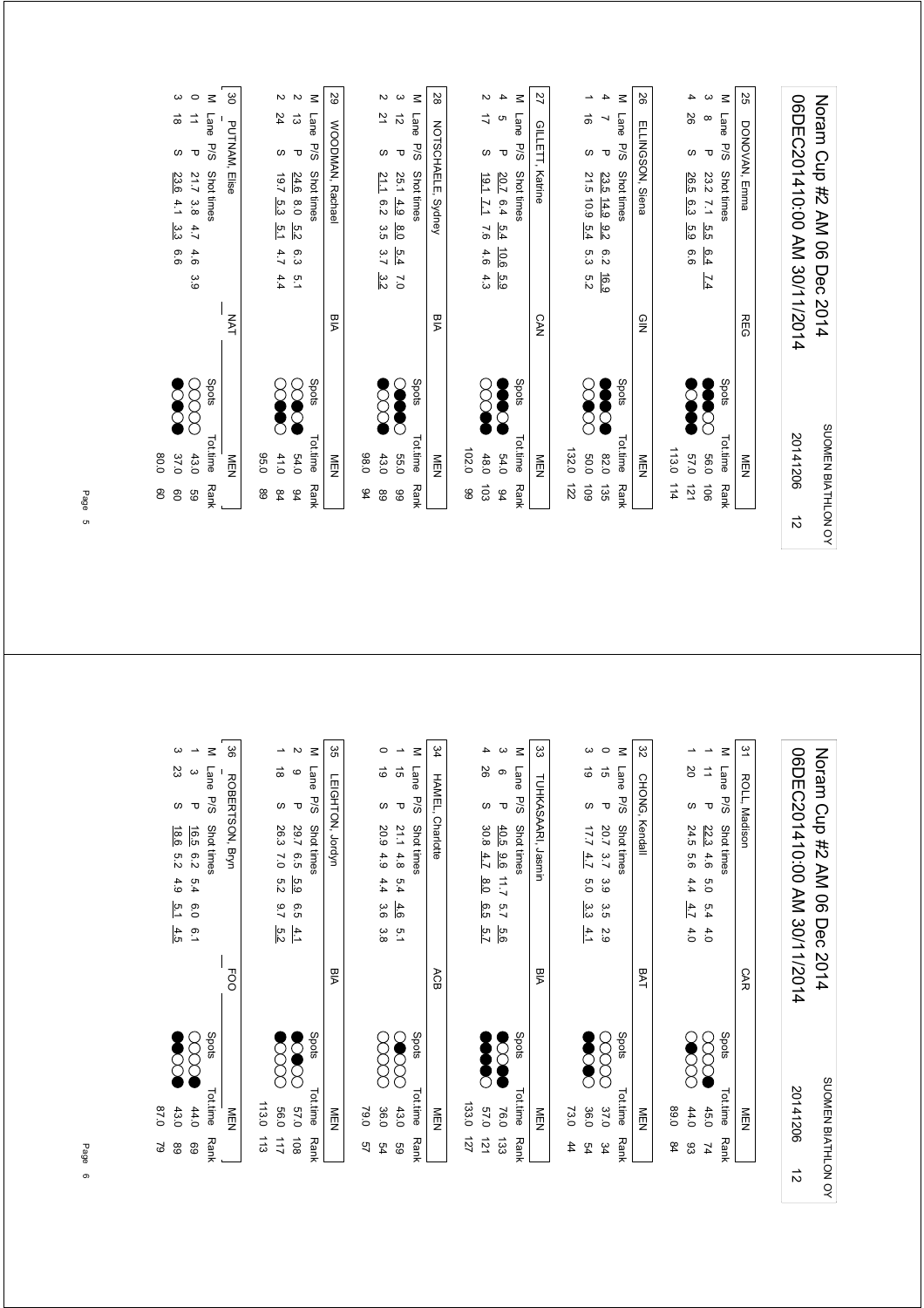# Noram Cup #2 AM 06 Dec 2014

06DEC201410:00 AM 30/11/2014 — SUOMEN BIATHLON OY — 20141206 — 12

### 25 DONOVAN, Emma — REG — MEN

| M | Lane | P/S | Shot times | Spots | Tot.time | Rank |
|---|---|---|---|---|---|---|
| 3 | 8 | P | 23.2 7.1 5.5 6.4 7.4 | | 56.0 | 106 |
| 4 | 26 | S | 26.5 6.3 5.9 6.6 | | 57.0 | 121 |
| | | | | | 113.0 | 114 |

### 26 ELLINGSON, Siena — GIN — MEN

| M | Lane | P/S | Shot times | Spots | Tot.time | Rank |
|---|---|---|---|---|---|---|
| 4 | 7 | P | 23.5 14.9 9.2 6.2 16.9 | | 82.0 | 135 |
| 1 | 16 | S | 21.5 10.9 5.4 5.3 5.2 | | 50.0 | 109 |
| | | | | | 132.0 | 122 |

### 27 GILLETT, Katrine — CAN — MEN

| M | Lane | P/S | Shot times | Spots | Tot.time | Rank |
|---|---|---|---|---|---|---|
| 4 | 5 | P | 20.7 6.4 5.4 10.6 5.9 | | 54.0 | 94 |
| 2 | 17 | S | 19.1 7.1 7.6 4.6 4.3 | | 48.0 | 103 |
| | | | | | 102.0 | 99 |

### 28 NOTSCHAELE, Sydney — BIA — MEN

| M | Lane | P/S | Shot times | Spots | Tot.time | Rank |
|---|---|---|---|---|---|---|
| 3 | 12 | P | 25.1 4.9 8.0 5.4 7.0 | | 55.0 | 99 |
| 2 | 21 | S | 21.1 6.2 3.5 3.7 3.2 | | 43.0 | 89 |
| | | | | | 98.0 | 94 |

### 29 WOODMAN, Rachael — BIA — MEN

| M | Lane | P/S | Shot times | Spots | Tot.time | Rank |
|---|---|---|---|---|---|---|
| 2 | 13 | P | 24.6 8.0 5.2 6.3 5.1 | | 54.0 | 94 |
| 2 | 24 | S | 19.7 5.3 5.1 4.7 4.4 | | 41.0 | 84 |
| | | | | | 95.0 | 89 |

### 30 PUTNAM, Elise — NAT — MEN

| M | Lane | P/S | Shot times | Spots | Tot.time | Rank |
|---|---|---|---|---|---|---|
| 0 | 11 | P | 21.7 3.8 4.7 4.6 3.9 | | 43.0 | 59 |
| 3 | 18 | S | 23.6 4.1 3.3 6.6 | | 37.0 | 60 |
| | | | | | 80.0 | 60 |

# Noram Cup #2 AM 06 Dec 2014

06DEC201410:00 AM 30/11/2014 — SUOMEN BIATHLON OY — 20141206 — 12

### 31 ROLL, Madison — CAR — MEN

| M | Lane | P/S | Shot times | Spots | Tot.time | Rank |
|---|---|---|---|---|---|---|
| 1 | 11 | P | 22.3 4.6 5.0 5.4 4.0 | | 45.0 | 74 |
| 1 | 20 | S | 24.5 5.6 4.4 4.7 4.0 | | 44.0 | 93 |
| | | | | | 89.0 | 84 |

### 32 CHONG, Kendall — BAT — MEN

| M | Lane | P/S | Shot times | Spots | Tot.time | Rank |
|---|---|---|---|---|---|---|
| 0 | 15 | P | 20.7 3.7 3.9 3.5 2.9 | | 37.0 | 34 |
| 3 | 19 | S | 17.7 4.7 5.0 3.3 4.1 | | 36.0 | 54 |
| | | | | | 73.0 | 44 |

### 33 TUIKASAARI, Jasmin — BIA — MEN

| M | Lane | P/S | Shot times | Spots | Tot.time | Rank |
|---|---|---|---|---|---|---|
| 3 | 6 | P | 40.5 9.6 11.7 5.7 5.6 | | 76.0 | 133 |
| 4 | 26 | S | 30.8 4.7 8.0 6.5 5.7 | | 57.0 | 121 |
| | | | | | 133.0 | 127 |

### 34 HAMEL, Charlotte — ACB — MEN

| M | Lane | P/S | Shot times | Spots | Tot.time | Rank |
|---|---|---|---|---|---|---|
| 1 | 15 | P | 21.1 4.8 5.4 4.6 5.1 | | 43.0 | 59 |
| 0 | 19 | S | 20.9 4.9 4.4 3.6 3.8 | | 36.0 | 54 |
| | | | | | 79.0 | 57 |

### 35 LEIGHTON, Jordyn — BIA — MEN

| M | Lane | P/S | Shot times | Spots | Tot.time | Rank |
|---|---|---|---|---|---|---|
| 2 | 9 | P | 29.7 6.5 5.9 6.5 4.1 | | 57.0 | 108 |
| 1 | 18 | S | 26.3 7.0 5.2 9.7 5.2 | | 56.0 | 117 |
| | | | | | 113.0 | 113 |

### 36 ROBERTSON, Bryn — FOO — MEN

| M | Lane | P/S | Shot times | Spots | Tot.time | Rank |
|---|---|---|---|---|---|---|
| 1 | 3 | P | 16.5 6.2 5.4 6.0 6.1 | | 44.0 | 69 |
| 3 | 23 | S | 18.6 5.2 4.9 5.1 4.5 | | 43.0 | 89 |
| | | | | | 87.0 | 79 |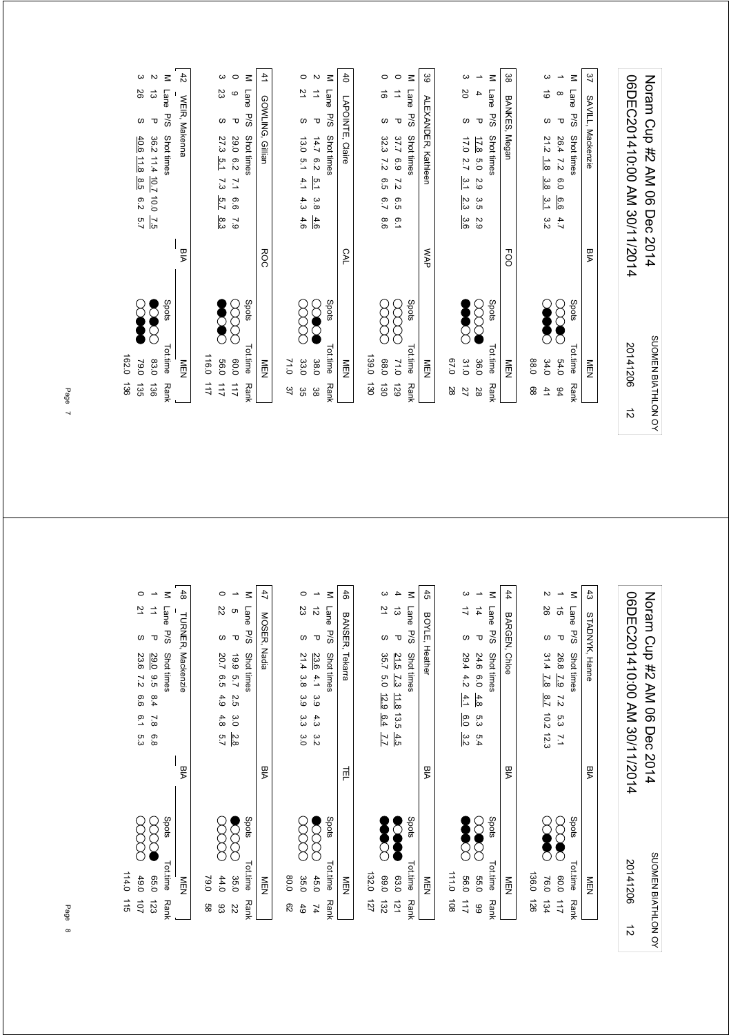# Noram Cup #2 AM 06 Dec 2014

06DEC20141 0:00 AM 30/11/2014 — SUOMEN BIATHLON OY — 20141206 — 12

## 37 SAVILL, Mackenzie — BIA — MEN

| M | Lane | P/S | Shot times | | | | | Spots | Tot.time | Rank |
|---|---|---|---|---|---|---|---|---|---|---|
| 1 | 8 | P | 26.4 | 7.2 | 6.0 | 6.6 | 4.7 | ○○○● | 54.0 | 94 |
| 3 | 19 | S | 21.2 | 1.8 | 3.8 | 3.1 | 3.2 | ○●●● | 34.0 | 41 |
| | | | | | | | | | 88.0 | 68 |

## 38 BANKES, Megan — FOO — MEN

| M | Lane | P/S | Shot times | | | | | Spots | Tot.time | Rank |
|---|---|---|---|---|---|---|---|---|---|---|
| 1 | 4 | P | 17.8 | 5.0 | 2.9 | 3.5 | 2.9 | ○○○● | 36.0 | 27 |
| 3 | 20 | S | 17.0 | 2.7 | 3.1 | 2.3 | 3.6 | ●●●○ | 31.0 | 28 |
| | | | | | | | | | 67.0 | 28 |

## 39 ALEXANDER, Kathleen — WAP — MEN

| M | Lane | P/S | Shot times | | | | | Spots | Tot.time | Rank |
|---|---|---|---|---|---|---|---|---|---|---|
| 0 | 11 | P | 37.7 | 6.9 | 7.2 | 6.5 | 6.1 | ○○○○ | 71.0 | 129 |
| 0 | 16 | S | 32.3 | 7.2 | 6.5 | 6.7 | 8.6 | ○○○○ | 68.0 | 130 |
| | | | | | | | | | 139.0 | 130 |

## 40 LAPOINTE, Claire — CAL — MEN

| M | Lane | P/S | Shot times | | | | | Spots | Tot.time | Rank |
|---|---|---|---|---|---|---|---|---|---|---|
| 2 | 11 | P | 14.7 | 6.2 | 5.1 | 3.8 | 4.6 | ○●○● | 38.0 | 38 |
| 0 | 21 | S | 13.0 | 5.1 | 4.1 | 4.3 | 4.6 | ○○○○ | 33.0 | 35 |
| | | | | | | | | | 71.0 | 37 |

## 41 GOWLING, Gillian — ROC — MEN

| M | Lane | P/S | Shot times | | | | | Spots | Tot.time | Rank |
|---|---|---|---|---|---|---|---|---|---|---|
| 0 | 9 | P | 29.0 | 6.2 | 7.1 | 6.6 | 7.9 | ○○○○ | 60.0 | 117 |
| 3 | 23 | S | 27.3 | 5.1 | 7.3 | 5.7 | 8.3 | ●○●● | 56.0 | 117 |
| | | | | | | | | | 116.0 | 117 |

## 42 WEIR, Makenna — BIA — MEN

| M | Lane | P/S | Shot times | | | | | Spots | Tot.time | Rank |
|---|---|---|---|---|---|---|---|---|---|---|
| 2 | 13 | P | 36.2 | 11.4 | 10.7 | 10.0 | 7.5 | ●●○○ | 83.0 | 136 |
| 3 | 26 | S | 40.6 | 11.8 | 8.5 | 6.2 | 5.7 | ○●●● | 79.0 | 135 |
| | | | | | | | | | 162.0 | 136 |

# Noram Cup #2 AM 06 Dec 2014

06DEC20141 0:00 AM 30/11/2014 — SUOMEN BIATHLON OY — 20141206 — 12

## 43 STADNYK, Hanne — BIA — MEN

| M | Lane | P/S | Shot times | | | | | Spots | Tot.time | Rank |
|---|---|---|---|---|---|---|---|---|---|---|
| 1 | 15 | P | 26.8 | 7.9 | 7.2 | 5.3 | 7.1 | ○○○● | 60.0 | 117 |
| 2 | 26 | S | 31.4 | 7.8 | 8.7 | 10.2 | 12.3 | ○●●○ | 76.0 | 134 |
| | | | | | | | | | 136.0 | 126 |

## 44 BARGEN, Chloe — BIA — MEN

| M | Lane | P/S | Shot times | | | | | Spots | Tot.time | Rank |
|---|---|---|---|---|---|---|---|---|---|---|
| 1 | 14 | P | 24.6 | 6.0 | 4.8 | 5.3 | 5.4 | ○○●○ | 55.0 | 99 |
| 3 | 17 | S | 29.4 | 4.2 | 4.1 | 6.0 | 3.2 | ●●●○ | 56.0 | 117 |
| | | | | | | | | | 111.0 | 108 |

## 45 BOYLE, Heather — BIA — MEN

| M | Lane | P/S | Shot times | | | | | Spots | Tot.time | Rank |
|---|---|---|---|---|---|---|---|---|---|---|
| 4 | 13 | P | 21.5 | 7.3 | 11.8 | 13.5 | 4.5 | ●●●● | 63.0 | 121 |
| 3 | 21 | S | 35.7 | 5.0 | 12.9 | 6.4 | 7.7 | ●●●○ | 69.0 | 132 |
| | | | | | | | | | 132.0 | 127 |

## 46 BANSER, Tekarra — TEL — MEN

| M | Lane | P/S | Shot times | | | | | Spots | Tot.time | Rank |
|---|---|---|---|---|---|---|---|---|---|---|
| 1 | 12 | P | 23.6 | 4.1 | 3.9 | 4.3 | 3.2 | ●○○○ | 45.0 | 74 |
| 0 | 23 | S | 21.4 | 3.8 | 3.9 | 3.3 | 3.0 | ○○○○ | 35.0 | 49 |
| | | | | | | | | | 80.0 | 62 |

## 47 MOSER, Nadia — BIA — MEN

| M | Lane | P/S | Shot times | | | | | Spots | Tot.time | Rank |
|---|---|---|---|---|---|---|---|---|---|---|
| 1 | 5 | P | 19.9 | 5.7 | 2.5 | 3.0 | 2.8 | ●○○○ | 35.0 | 22 |
| 0 | 22 | S | 20.7 | 6.5 | 4.9 | 4.8 | 5.7 | ○○○○ | 44.0 | 93 |
| | | | | | | | | | 79.0 | 58 |

## 48 TURNER, Mackenzie — BIA — MEN

| M | Lane | P/S | Shot times | | | | | Spots | Tot.time | Rank |
|---|---|---|---|---|---|---|---|---|---|---|
| 1 | 11 | P | 29.0 | 9.5 | 8.4 | 7.8 | 6.8 | ○○○● | 65.0 | 123 |
| 0 | 21 | S | 23.6 | 7.2 | 6.6 | 6.1 | 5.3 | ○○○○ | 49.0 | 107 |
| | | | | | | | | | 114.0 | 115 |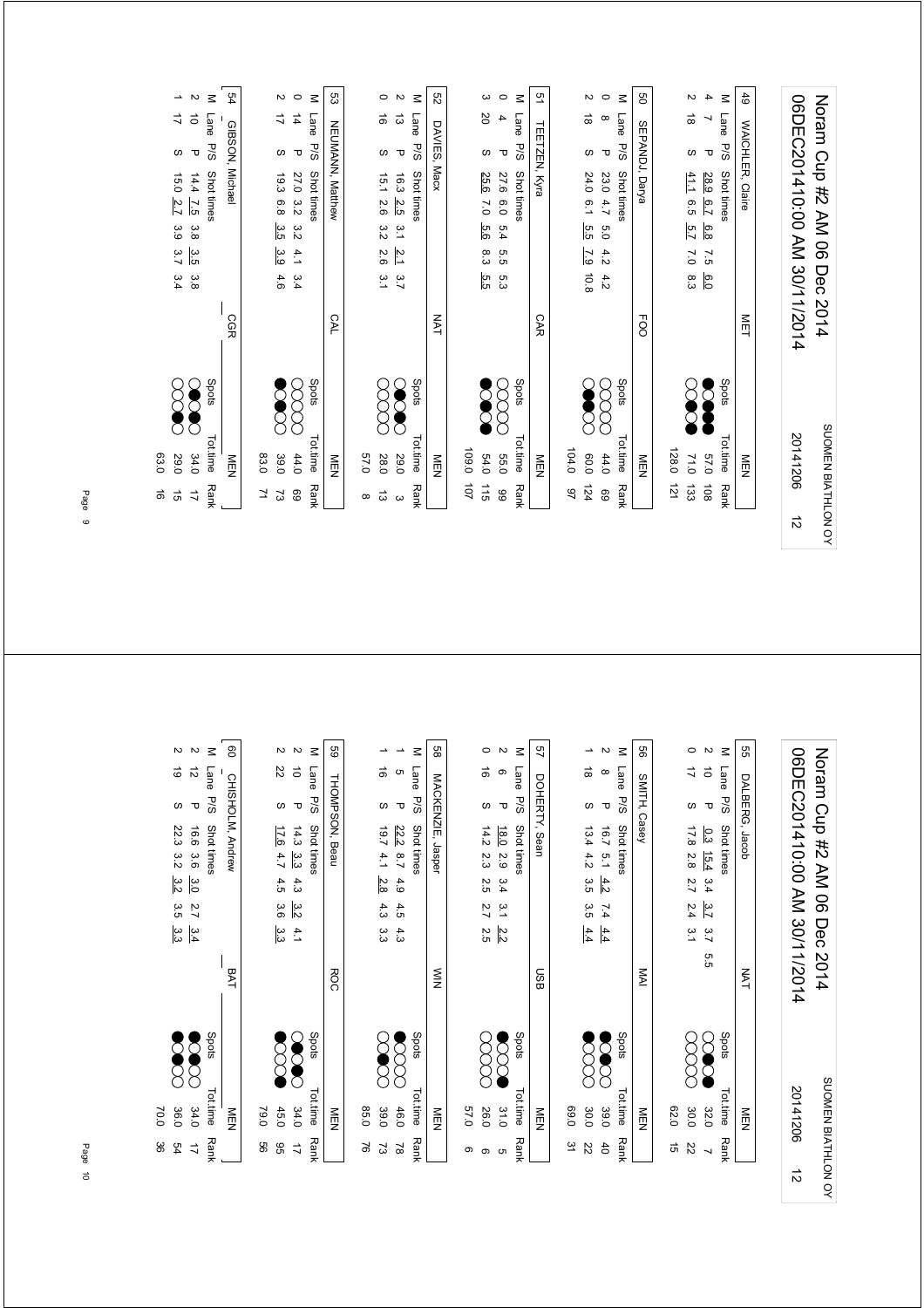# Noram Cup #2 AM 06 Dec 2014

06DEC20141 0:00 AM 30/11/2014 — SUOMEN BIATHLON OY — 20141206 — 12

## 49 WAICHLER, Claire — MET — MEN

| M | Lane | P/S | Shot times | Spots | Tot.time | Rank |
|---|---|---|---|---|---|---|
| 4 | 7 | P | 28.9 6.7 6.8 7.5 6.0 | | 57.0 | 108 |
| 2 | 18 | S | 41.1 6.5 5.7 7.0 8.3 | | 71.0 | 133 |
| | | | | | 128.0 | 121 |

## 50 SEPANDJ, Darya — FOO — MEN

| M | Lane | P/S | Shot times | Spots | Tot.time | Rank |
|---|---|---|---|---|---|---|
| 0 | 8 | P | 23.0 4.7 5.0 4.2 4.2 | | 44.0 | 69 |
| 2 | 18 | S | 24.0 6.1 5.5 7.9 10.8 | | 60.0 | 124 |
| | | | | | 104.0 | 97 |

## 51 TEETZEN, Kyra — CAR — MEN

| M | Lane | P/S | Shot times | Spots | Tot.time | Rank |
|---|---|---|---|---|---|---|
| 0 | 4 | P | 27.6 6.0 5.4 5.5 5.3 | | 55.0 | 99 |
| 3 | 20 | S | 25.6 7.0 5.6 8.3 5.5 | | 54.0 | 115 |
| | | | | | 109.0 | 107 |

## 52 DAVIES, Macx — NAT — MEN

| M | Lane | P/S | Shot times | Spots | Tot.time | Rank |
|---|---|---|---|---|---|---|
| 2 | 13 | P | 16.3 2.5 3.1 2.1 3.7 | | 29.0 | 3 |
| 0 | 16 | S | 15.1 2.6 3.2 2.6 3.1 | | 28.0 | 13 |
| | | | | | 57.0 | 8 |

## 53 NEUMANN, Matthew — CAL — MEN

| M | Lane | P/S | Shot times | Spots | Tot.time | Rank |
|---|---|---|---|---|---|---|
| 0 | 14 | P | 27.0 3.2 3.2 4.1 3.4 | | 44.0 | 69 |
| 2 | 17 | S | 19.3 6.8 3.5 3.9 4.6 | | 39.0 | 73 |
| | | | | | 83.0 | 71 |

## 54 GIBSON, Michael — CGR — MEN

| M | Lane | P/S | Shot times | Spots | Tot.time | Rank |
|---|---|---|---|---|---|---|
| 2 | 10 | P | 14.4 7.5 3.8 3.5 3.8 | | 34.0 | 17 |
| 1 | 17 | S | 15.0 2.7 3.9 3.7 3.4 | | 29.0 | 15 |
| | | | | | 63.0 | 16 |

# Noram Cup #2 AM 06 Dec 2014

06DEC20141 0:00 AM 30/11/2014 — SUOMEN BIATHLON OY — 20141206 — 12

## 55 DALBERG, Jacob — NAT — MEN

| M | Lane | P/S | Shot times | Spots | Tot.time | Rank |
|---|---|---|---|---|---|---|
| 2 | 10 | P | 0.3 15.4 3.4 3.7 3.7 5.5 | | 32.0 | 7 |
| 0 | 17 | S | 17.8 2.8 2.7 2.4 3.1 | | 30.0 | 22 |
| | | | | | 62.0 | 15 |

## 56 SMITH, Casey — MAI — MEN

| M | Lane | P/S | Shot times | Spots | Tot.time | Rank |
|---|---|---|---|---|---|---|
| 2 | 8 | P | 16.7 5.1 4.2 7.4 4.4 | | 39.0 | 40 |
| 1 | 18 | S | 13.4 4.2 3.5 3.5 4.4 | | 30.0 | 22 |
| | | | | | 69.0 | 31 |

## 57 DOHERTY, Sean — USB — MEN

| M | Lane | P/S | Shot times | Spots | Tot.time | Rank |
|---|---|---|---|---|---|---|
| 2 | 6 | P | 18.0 2.9 3.4 3.1 2.2 | | 31.0 | 5 |
| 0 | 16 | S | 14.2 2.3 2.5 2.7 2.5 | | 26.0 | 6 |
| | | | | | 57.0 | 6 |

## 58 MACKENZIE, Jasper — WIN — MEN

| M | Lane | P/S | Shot times | Spots | Tot.time | Rank |
|---|---|---|---|---|---|---|
| 1 | 5 | P | 22.2 8.7 4.9 4.5 4.3 | | 46.0 | 78 |
| 1 | 16 | S | 19.7 4.1 2.8 4.3 3.3 | | 39.0 | 73 |
| | | | | | 85.0 | 76 |

## 59 THOMPSON, Beau — ROC — MEN

| M | Lane | P/S | Shot times | Spots | Tot.time | Rank |
|---|---|---|---|---|---|---|
| 2 | 10 | P | 14.3 3.3 4.3 3.2 4.1 | | 34.0 | 17 |
| 2 | 22 | S | 17.6 4.7 4.5 3.6 3.3 | | 45.0 | 95 |
| | | | | | 79.0 | 56 |

## 60 CHISHOLM, Andrew — BAT — MEN

| M | Lane | P/S | Shot times | Spots | Tot.time | Rank |
|---|---|---|---|---|---|---|
| 2 | 12 | P | 16.6 3.6 3.0 2.7 3.4 | | 34.0 | 17 |
| 2 | 19 | S | 22.3 3.2 3.2 3.5 3.3 | | 36.0 | 54 |
| | | | | | 70.0 | 36 |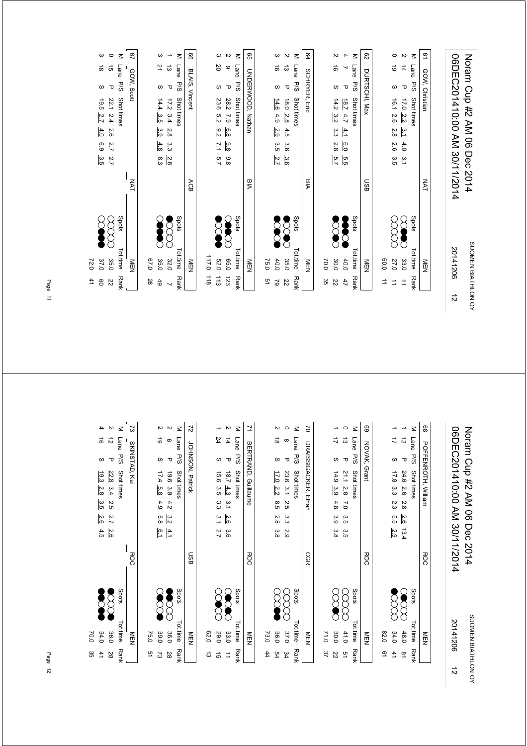# Noram Cup #2 AM 06 Dec 2014

06DEC201410:00 AM 30/11/2014

SUOMEN BIATHLON OY 20141206 12

**61 GOW, Christian** — NAT — MEN

| M | Lane | P/S | Shot times | | | | | Spots | Tot.time | Rank |
|---|---|---|---|---|---|---|---|---|---|---|
| 2 | 14 | P | 17.0 | 2.2 | 3.1 | 4.0 | 3.1 | | 33.0 | 11 |
| 0 | 19 | S | 16.1 | 2.6 | 2.8 | 2.6 | 3.5 | | 27.0 | 11 |
| | | | | | | | | | 60.0 | 11 |

**62 DURTSCHI, Max** — USB — MEN

| M | Lane | P/S | Shot times | | | | | Spots | Tot.time | Rank |
|---|---|---|---|---|---|---|---|---|---|---|
| 4 | 7 | P | 18.7 | 4.7 | 4.1 | 6.0 | 5.5 | | 40.0 | 47 |
| 2 | 16 | S | 14.2 | 3.2 | 3.3 | 2.8 | 5.7 | | 30.0 | 22 |
| | | | | | | | | | 70.0 | 35 |

**64 SCHRYER, Eric** — BIA — MEN

| M | Lane | P/S | Shot times | | | | | Spots | Tot.time | Rank |
|---|---|---|---|---|---|---|---|---|---|---|
| 2 | 13 | P | 18.0 | 2.8 | 4.5 | 3.6 | 3.6 | | 35.0 | 22 |
| 3 | 16 | S | 14.6 | 4.9 | 2.9 | 3.5 | 2.7 | | 40.0 | 79 |
| | | | | | | | | | 75.0 | 51 |

**65 UNDERWOOD, Nathan** — BIA — MEN

| M | Lane | P/S | Shot times | | | | | Spots | Tot.time | Rank |
|---|---|---|---|---|---|---|---|---|---|---|
| 2 | 9 | P | 28.2 | 7.9 | 6.8 | 9.8 | 9.8 | | 65.0 | 123 |
| 3 | 20 | S | 23.6 | 5.2 | 9.2 | 7.1 | 5.7 | | 52.0 | 113 |
| | | | | | | | | | 117.0 | 118 |

**66 BLAIS, Vincent** — ACB — MEN

| M | Lane | P/S | Shot times | | | | | Spots | Tot.time | Rank |
|---|---|---|---|---|---|---|---|---|---|---|
| 1 | 13 | P | 17.2 | 3.4 | 2.8 | 3.3 | 2.8 | | 32.0 | 7 |
| 3 | 21 | S | 14.4 | 3.5 | 3.9 | 4.8 | 8.3 | | 35.0 | 49 |
| | | | | | | | | | 67.0 | 28 |

**67 GOW, Scott** — NAT — MEN

| M | Lane | P/S | Shot times | | | | | Spots | Tot.time | Rank |
|---|---|---|---|---|---|---|---|---|---|---|
| 0 | 15 | P | 22.1 | 2.4 | 2.6 | 2.7 | 2.7 | | 35.0 | 22 |
| 3 | 18 | S | 19.5 | 2.7 | 4.0 | 6.9 | 3.5 | | 37.0 | 60 |
| | | | | | | | | | 72.0 | 41 |

# Noram Cup #2 AM 06 Dec 2014

06DEC201410:00 AM 30/11/2014

SUOMEN BIATHLON OY 20141206 12

**68 POFFENROTH, William** — ROC — MEN

| M | Lane | P/S | Shot times | | | | | Spots | Tot.time | Rank |
|---|---|---|---|---|---|---|---|---|---|---|
| 1 | 12 | P | 24.6 | 2.6 | 2.8 | 2.6 | 13.4 | | 48.0 | 81 |
| 1 | 17 | S | 17.8 | 3.3 | 2.3 | 5.5 | 2.9 | | 34.0 | 41 |
| | | | | | | | | | 82.0 | 61 |

**69 NOVAK, Grant** — ROC — MEN

| M | Lane | P/S | Shot times | | | | | Spots | Tot.time | Rank |
|---|---|---|---|---|---|---|---|---|---|---|
| 0 | 13 | P | 21.1 | 2.8 | 7.0 | 3.5 | 3.5 | | 41.0 | 51 |
| 1 | 17 | S | 14.9 | 3.9 | 4.8 | 3.9 | 3.8 | | 30.0 | 22 |
| | | | | | | | | | 71.0 | 37 |

**70 DRAISSIGACKER, Ethan** — CGR — MEN

| M | Lane | P/S | Shot times | | | | | Spots | Tot.time | Rank |
|---|---|---|---|---|---|---|---|---|---|---|
| 0 | 8 | P | 23.6 | 3.1 | 2.5 | 3.3 | 2.9 | | 37.0 | 34 |
| 2 | 18 | S | 17.0 | 2.2 | 8.5 | 2.8 | 3.8 | | 36.0 | 54 |
| | | | | | | | | | 73.0 | 44 |

**71 BERTRAND, Guillaume** — ROC — MEN

| M | Lane | P/S | Shot times | | | | | Spots | Tot.time | Rank |
|---|---|---|---|---|---|---|---|---|---|---|
| 2 | 14 | P | 18.7 | 4.3 | 3.1 | 2.6 | 3.6 | | 33.0 | 11 |
| 1 | 24 | S | 15.6 | 3.5 | 3.3 | 3.1 | 2.7 | | 29.0 | 15 |
| | | | | | | | | | 62.0 | 13 |

**72 JOHNSON, Patrick** — USB — MEN

| M | Lane | P/S | Shot times | | | | | Spots | Tot.time | Rank |
|---|---|---|---|---|---|---|---|---|---|---|
| 2 | 6 | P | 19.6 | 3.9 | 4.2 | 3.2 | 4.1 | | 36.0 | 28 |
| 2 | 19 | S | 17.4 | 5.8 | 4.9 | 5.8 | 6.1 | | 39.0 | 73 |
| | | | | | | | | | 75.0 | 51 |

**73 SKINSTAD, Kai** — ROC — MEN

| M | Lane | P/S | Shot times | | | | | Spots | Tot.time | Rank |
|---|---|---|---|---|---|---|---|---|---|---|
| 2 | 12 | P | 22.8 | 3.4 | 2.5 | 2.7 | 2.6 | | 36.0 | 28 |
| 4 | 16 | S | 19.3 | 2.8 | 3.5 | 2.6 | 4.5 | | 34.0 | 41 |
| | | | | | | | | | 70.0 | 35 |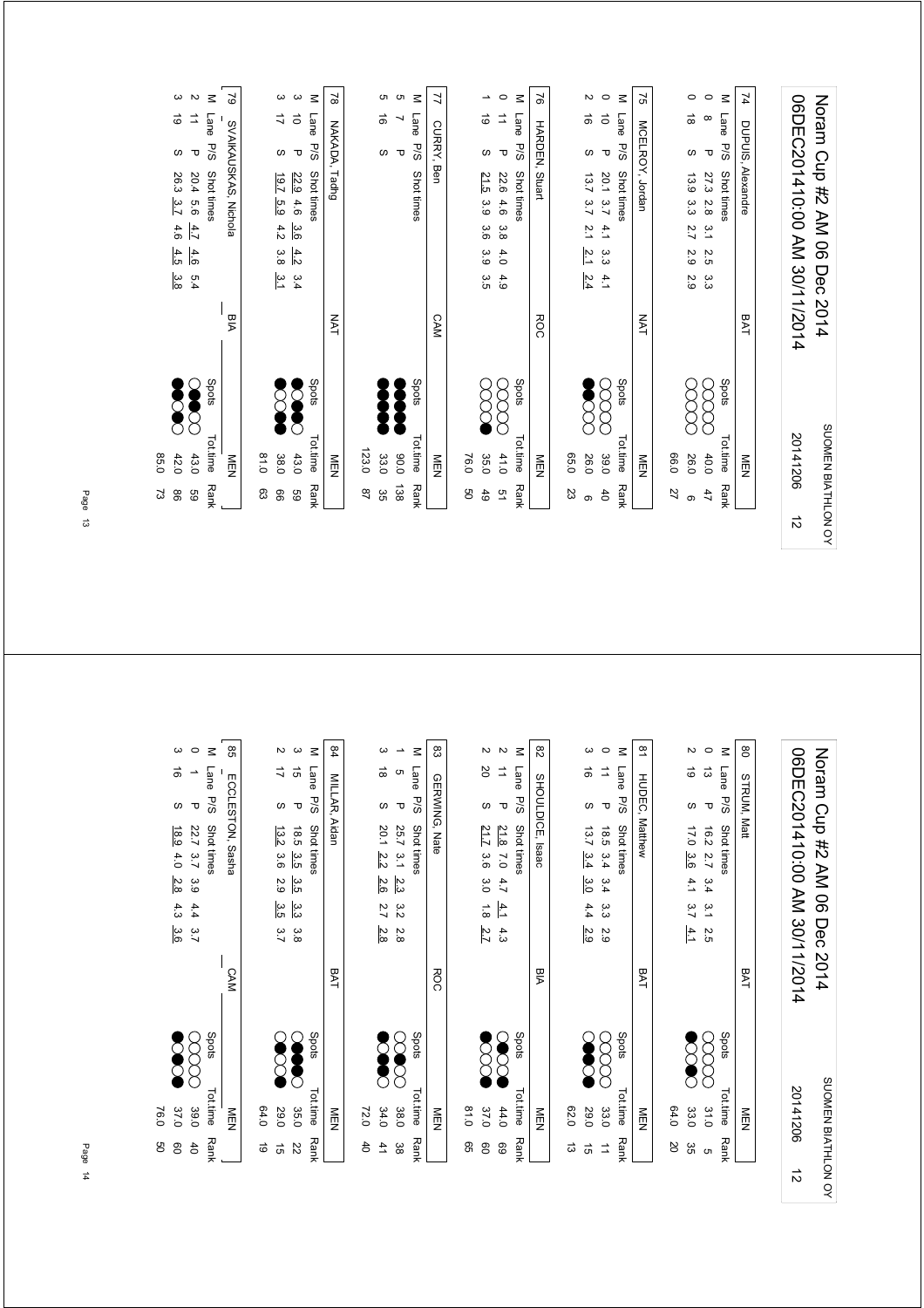# Noram Cup #2 AM 06 Dec 2014

06DEC201410:00 AM 30/11/2014 — SUOMEN BIATHLON OY — 20141206 — 12

**74 DUPUIS, Alexandre** — BAT — MEN

| M | Lane | P/S | Shot times | Spots | Tot.time | Rank |
|---|---|---|---|---|---|---|
| 0 | 8 | P | 27.3 2.8 3.1 2.5 3.3 | ○○○○○ | 40.0 | 47 |
| 0 | 18 | S | 13.9 3.3 2.7 2.9 2.9 | ○○○○○ | 26.0 | 6 |
| | | | | | 66.0 | 27 |

**75 MCELROY, Jordan** — NAT — MEN

| M | Lane | P/S | Shot times | Spots | Tot.time | Rank |
|---|---|---|---|---|---|---|
| 0 | 10 | P | 20.1 3.7 4.1 3.3 4.1 | ○○○○○ | 39.0 | 40 |
| 2 | 16 | S | 13.7 3.7 2.1 2.1 2.4 | ●●○○○ | 26.0 | 6 |
| | | | | | 65.0 | 23 |

**76 HARDEN, Stuart** — ROC — MEN

| M | Lane | P/S | Shot times | Spots | Tot.time | Rank |
|---|---|---|---|---|---|---|
| 0 | 11 | P | 22.6 4.6 3.8 4.0 4.9 | ○○○○○ | 41.0 | 51 |
| 1 | 19 | S | 21.5 3.9 3.6 3.9 3.5 | ●○○○○ | 35.0 | 49 |
| | | | | | 76.0 | 50 |

**77 CURRY, Ben** — CAM — MEN

| M | Lane | P/S | Shot times | Spots | Tot.time | Rank |
|---|---|---|---|---|---|---|
| 5 | 7 | P | | ●●●●● | 90.0 | 138 |
| 5 | 16 | S | | ●●●●● | 33.0 | 35 |
| | | | | | 123.0 | 87 |

**78 NAKADA, Tadhg** — NAT — MEN

| M | Lane | P/S | Shot times | Spots | Tot.time | Rank |
|---|---|---|---|---|---|---|
| 3 | 10 | P | 22.9 4.6 3.6 4.2 3.4 | ●○●●○ | 43.0 | 59 |
| 3 | 17 | S | 19.7 5.9 4.2 3.8 3.1 | ●●○●○ | 38.0 | 66 |
| | | | | | 81.0 | 63 |

**79 SVAIKAUSKAS, Nichola** — BIA — MEN

| M | Lane | P/S | Shot times | Spots | Tot.time | Rank |
|---|---|---|---|---|---|---|
| 2 | 11 | P | 20.4 5.6 4.7 4.6 5.4 | ○●○●○ | 43.0 | 59 |
| 3 | 19 | S | 26.3 3.7 4.6 4.5 3.8 | ●●○●○ | 42.0 | 86 |
| | | | | | 85.0 | 73 |

# Noram Cup #2 AM 06 Dec 2014

06DEC201410:00 AM 30/11/2014 — SUOMEN BIATHLON OY — 20141206 — 12

**80 STRUM, Matt** — BAT — MEN

| M | Lane | P/S | Shot times | Spots | Tot.time | Rank |
|---|---|---|---|---|---|---|
| 0 | 13 | P | 16.2 2.7 3.4 3.1 2.5 | ○○○○○ | 31.0 | 5 |
| 2 | 19 | S | 17.0 3.6 4.1 3.7 4.1 | ●○○●○ | 33.0 | 35 |
| | | | | | 64.0 | 20 |

**81 HUDEC, Matthew** — BAT — MEN

| M | Lane | P/S | Shot times | Spots | Tot.time | Rank |
|---|---|---|---|---|---|---|
| 0 | 11 | P | 18.5 3.4 3.4 3.3 2.9 | ○○○○○ | 33.0 | 11 |
| 3 | 16 | S | 13.7 3.4 3.0 4.4 2.9 | ○●●●○ | 29.0 | 15 |
| | | | | | 62.0 | 13 |

**82 SHOULDICE, Isaac** — BIA — MEN

| M | Lane | P/S | Shot times | Spots | Tot.time | Rank |
|---|---|---|---|---|---|---|
| 2 | 11 | P | 21.8 7.0 4.7 4.1 4.3 | ○●○○● | 44.0 | 69 |
| 2 | 20 | S | 21.7 3.6 3.0 1.8 2.7 | ●○○○● | 37.0 | 60 |
| | | | | | 81.0 | 65 |

**83 GERWING, Nate** — ROC — MEN

| M | Lane | P/S | Shot times | Spots | Tot.time | Rank |
|---|---|---|---|---|---|---|
| 1 | 5 | P | 25.7 3.1 2.3 3.2 2.8 | ○○●○○ | 38.0 | 38 |
| 3 | 18 | S | 20.1 2.2 2.6 2.7 2.8 | ●○●●○ | 34.0 | 41 |
| | | | | | 72.0 | 40 |

**84 MILLAR, Aidan** — BAT — MEN

| M | Lane | P/S | Shot times | Spots | Tot.time | Rank |
|---|---|---|---|---|---|---|
| 3 | 15 | P | 18.5 3.5 3.5 3.3 3.8 | ○●●●○ | 35.0 | 22 |
| 2 | 17 | S | 13.2 3.6 2.9 3.5 3.7 | ○●○○● | 29.0 | 15 |
| | | | | | 64.0 | 19 |

**85 ECCLESTON, Sasha** — CAM — MEN

| M | Lane | P/S | Shot times | Spots | Tot.time | Rank |
|---|---|---|---|---|---|---|
| 0 | 1 | P | 22.7 3.7 3.9 4.4 3.7 | ○○○○○ | 39.0 | 40 |
| 3 | 16 | S | 18.9 4.0 2.8 4.3 3.6 | ●○●○● | 37.0 | 60 |
| | | | | | 76.0 | 50 |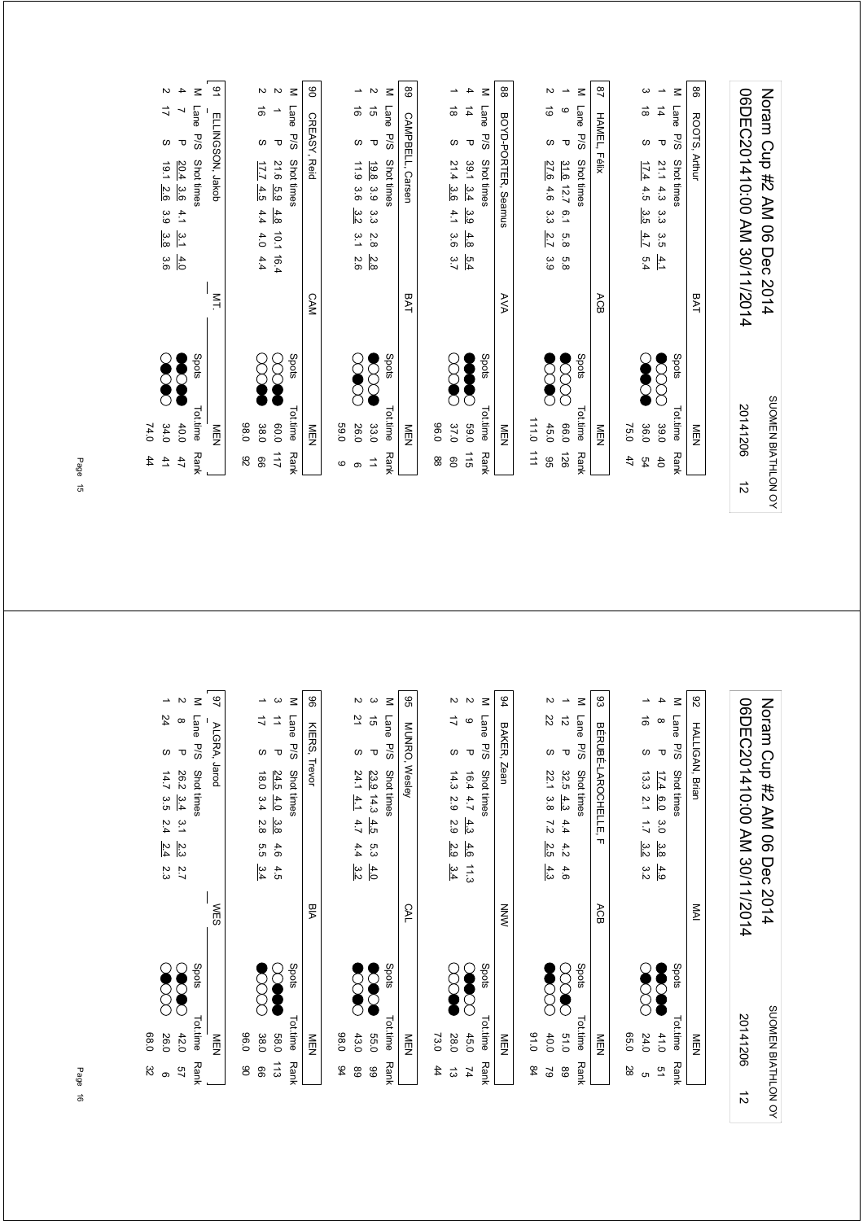# Noram Cup #2 AM 06 Dec 2014
## 06DEC20141 0:00 AM 30/11/2014

SUOMEN BIATHLON OY — 20141206 — 12

### 86 ROOTS, Arthur — BAT — MEN

| M | Lane | P/S | Shot times | Spots | Tot.time | Rank |
|---|---|---|---|---|---|---|
| 1 | 14 | P | 21.1 4.3 3.3 3.5 4.1 | ●○○○○ | 39.0 | 40 |
| 3 | 18 | S | 17.4 4.5 3.5 4.7 5.4 | ○●●○● | 36.0 | 54 |
| | | | | | 75.0 | 47 |

### 87 HAMEL, Félix — ACB — MEN

| M | Lane | P/S | Shot times | Spots | Tot.time | Rank |
|---|---|---|---|---|---|---|
| 1 | 9 | P | 31.6 12.7 6.1 5.8 5.8 | ●○○○○ | 66.0 | 126 |
| 2 | 19 | S | 27.6 4.6 3.3 2.7 3.9 | ●○○●○ | 45.0 | 95 |
| | | | | | 111.0 | 111 |

### 88 BOYD-PORTER, Seamus — AVA — MEN

| M | Lane | P/S | Shot times | Spots | Tot.time | Rank |
|---|---|---|---|---|---|---|
| 4 | 14 | P | 39.1 3.4 3.9 4.8 5.4 | ●●●●○ | 59.0 | 115 |
| 1 | 18 | S | 21.4 3.6 4.1 3.6 3.7 | ○○●○○ | 37.0 | 60 |
| | | | | | 96.0 | 88 |

### 89 CAMPBELL, Carsen — BAT — MEN

| M | Lane | P/S | Shot times | Spots | Tot.time | Rank |
|---|---|---|---|---|---|---|
| 2 | 15 | P | 19.8 3.9 3.3 2.8 2.8 | ●○○●○ | 33.0 | 11 |
| 1 | 16 | S | 11.9 3.6 3.2 3.1 2.6 | ○○●○○ | 26.0 | 6 |
| | | | | | 59.0 | 9 |

### 90 CREASY, Reid — CAM — MEN

| M | Lane | P/S | Shot times | Spots | Tot.time | Rank |
|---|---|---|---|---|---|---|
| 2 | 1 | P | 21.6 5.9 4.8 10.1 16.4 | ○○●●○ | 60.0 | 117 |
| 2 | 16 | S | 17.7 4.5 4.4 4.0 4.4 | ○○●●○ | 38.0 | 66 |
| | | | | | 98.0 | 92 |

### 91 ELLINGSON, Jakob — MT. — MEN

| M | Lane | P/S | Shot times | Spots | Tot.time | Rank |
|---|---|---|---|---|---|---|
| 4 | 7 | P | 20.4 3.6 4.1 3.1 4.0 | ●●○●● | 40.0 | 47 |
| 2 | 17 | S | 19.1 2.6 3.9 3.8 3.6 | ○○○●● | 34.0 | 41 |
| | | | | | 74.0 | 44 |

# Noram Cup #2 AM 06 Dec 2014
## 06DEC20141 0:00 AM 30/11/2014

SUOMEN BIATHLON OY — 20141206 — 12

### 92 HALLIGAN, Brian — MAI — MEN

| M | Lane | P/S | Shot times | Spots | Tot.time | Rank |
|---|---|---|---|---|---|---|
| 4 | 8 | P | 17.4 6.0 3.0 3.8 4.9 | ●●●○● | 41.0 | 51 |
| 1 | 16 | S | 13.3 2.1 1.7 3.2 3.2 | ○○○●○ | 24.0 | 5 |
| | | | | | 65.0 | 28 |

### 93 BÉRUBÉ-LAROCHELLE, F — ACB — MEN

| M | Lane | P/S | Shot times | Spots | Tot.time | Rank |
|---|---|---|---|---|---|---|
| 1 | 12 | P | 32.5 4.3 4.4 4.2 4.6 | ○●○○○ | 51.0 | 89 |
| 2 | 22 | S | 22.1 3.8 7.2 2.5 4.3 | ○○○●● | 40.0 | 79 |
| | | | | | 91.0 | 84 |

### 94 BAKER, Zean — NNW — MEN

| M | Lane | P/S | Shot times | Spots | Tot.time | Rank |
|---|---|---|---|---|---|---|
| 2 | 9 | P | 16.4 4.7 4.3 4.6 11.3 | ○○●●○ | 45.0 | 74 |
| 2 | 17 | S | 14.3 2.9 2.9 2.9 3.4 | ○●○○○ | 28.0 | 13 |
| | | | | | 73.0 | 44 |

### 95 MUNRO, Wesley — CAL — MEN

| M | Lane | P/S | Shot times | Spots | Tot.time | Rank |
|---|---|---|---|---|---|---|
| 3 | 15 | P | 23.9 14.3 4.5 5.3 4.0 | ●●○●○ | 55.0 | 99 |
| 2 | 21 | S | 24.1 4.1 4.7 4.4 3.2 | ●●○○○ | 43.0 | 89 |
| | | | | | 98.0 | 94 |

### 96 KIERS, Trevor — BIA — MEN

| M | Lane | P/S | Shot times | Spots | Tot.time | Rank |
|---|---|---|---|---|---|---|
| 3 | 11 | P | 24.5 4.0 3.8 4.6 4.5 | ○●●●○ | 58.0 | 113 |
| 1 | 17 | S | 18.0 3.4 2.8 5.5 3.4 | ○○○○● | 38.0 | 66 |
| | | | | | 96.0 | 90 |

### 97 ALGRA, Jarod — WES — MEN

| M | Lane | P/S | Shot times | Spots | Tot.time | Rank |
|---|---|---|---|---|---|---|
| 2 | 8 | P | 26.2 3.4 3.1 2.3 2.7 | ●○●○○ | 42.0 | 57 |
| 1 | 24 | S | 14.7 3.5 2.4 2.4 2.3 | ○○○●○ | 26.0 | 6 |
| | | | | | 68.0 | 32 |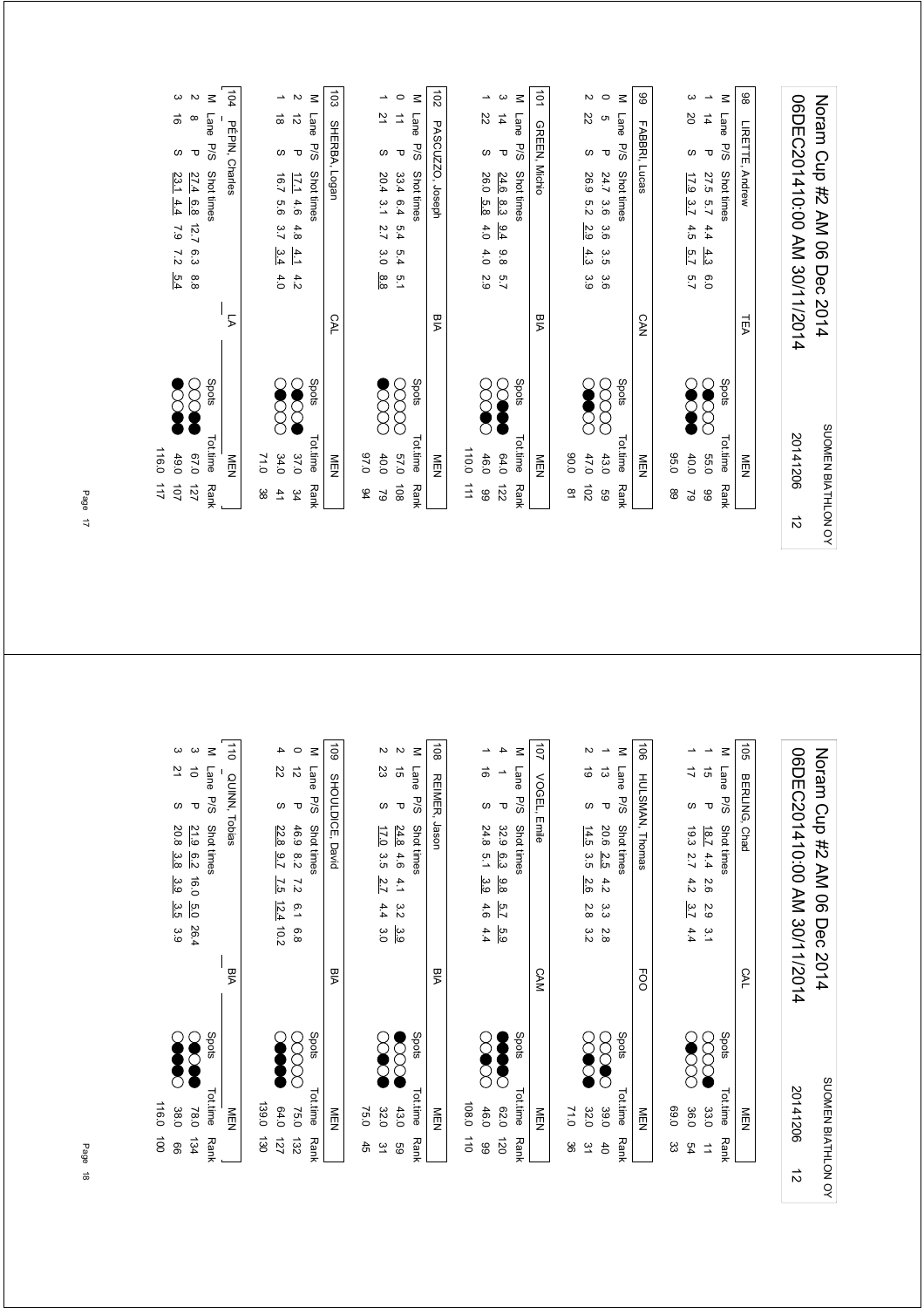# Noram Cup #2 AM 06 Dec 2014
## 06DEC201410:00 AM 30/11/2014

SUOMEN BIATHLON OY — 20141206 — 12

### 98 LIRETTE, Andrew — TEA — MEN

| M | Lane | P/S | Shot times | Spots | Tot.time | Rank |
|---|---|---|---|---|---|---|
| 1 | 14 | P | 27.5 5.7 4.4 4.3 6.0 | | 55.0 | 99 |
| 3 | 20 | S | 17.9 3.7 4.5 5.7 5.7 | | 40.0 | 79 |
| | | | | | 95.0 | 89 |

### 99 FABBRI, Lucas — CAN — MEN

| M | Lane | P/S | Shot times | Spots | Tot.time | Rank |
|---|---|---|---|---|---|---|
| 0 | 5 | P | 24.7 3.6 3.6 3.5 3.6 | | 43.0 | 59 |
| 2 | 22 | S | 26.9 5.2 2.9 4.3 3.9 | | 47.0 | 102 |
| | | | | | 90.0 | 81 |

### 101 GREEN, Michio — BIA — MEN

| M | Lane | P/S | Shot times | Spots | Tot.time | Rank |
|---|---|---|---|---|---|---|
| 3 | 14 | P | 24.6 8.3 9.4 9.8 5.7 | | 64.0 | 122 |
| 1 | 22 | S | 26.0 5.8 4.0 4.0 2.9 | | 46.0 | 99 |
| | | | | | 110.0 | 111 |

### 102 PASCUZZO, Joseph — BIA — MEN

| M | Lane | P/S | Shot times | Spots | Tot.time | Rank |
|---|---|---|---|---|---|---|
| 0 | 11 | P | 33.4 6.4 5.4 5.4 5.1 | | 57.0 | 108 |
| 1 | 21 | S | 20.4 3.1 2.7 3.0 8.8 | | 40.0 | 79 |
| | | | | | 97.0 | 94 |

### 103 SHERBA, Logan — CAL — MEN

| M | Lane | P/S | Shot times | Spots | Tot.time | Rank |
|---|---|---|---|---|---|---|
| 2 | 12 | P | 17.1 4.6 4.8 4.1 4.2 | | 37.0 | 34 |
| 1 | 18 | S | 16.7 5.6 3.7 3.4 4.0 | | 34.0 | 41 |
| | | | | | 71.0 | 38 |

### 104 PÉPIN, Charles — LA — MEN

| M | Lane | P/S | Shot times | Spots | Tot.time | Rank |
|---|---|---|---|---|---|---|
| 2 | 8 | P | 27.4 6.8 12.7 6.3 8.8 | | 67.0 | 127 |
| 3 | 16 | S | 23.1 4.4 7.9 7.2 5.4 | | 49.0 | 107 |
| | | | | | 116.0 | 117 |

# Noram Cup #2 AM 06 Dec 2014
## 06DEC201410:00 AM 30/11/2014

SUOMEN BIATHLON OY — 20141206 — 12

### 105 BERLING, Chad — CAL — MEN

| M | Lane | P/S | Shot times | Spots | Tot.time | Rank |
|---|---|---|---|---|---|---|
| 1 | 15 | P | 18.7 4.4 2.6 2.9 3.1 | | 33.0 | 11 |
| 1 | 17 | S | 19.3 2.7 4.2 3.7 4.4 | | 36.0 | 54 |
| | | | | | 69.0 | 33 |

### 106 HULSMAN, Thomas — FOO — MEN

| M | Lane | P/S | Shot times | Spots | Tot.time | Rank |
|---|---|---|---|---|---|---|
| 1 | 13 | P | 20.6 2.5 4.2 3.3 2.8 | | 39.0 | 40 |
| 2 | 19 | S | 14.5 3.5 2.6 2.8 3.2 | | 32.0 | 31 |
| | | | | | 71.0 | 36 |

### 107 VOGEL, Emile — CAM — MEN

| M | Lane | P/S | Shot times | Spots | Tot.time | Rank |
|---|---|---|---|---|---|---|
| 4 | 1 | P | 32.9 6.3 9.8 5.7 5.9 | | 62.0 | 120 |
| 1 | 16 | S | 24.8 5.1 3.9 4.6 4.4 | | 46.0 | 99 |
| | | | | | 108.0 | 110 |

### 108 REIMER, Jason — BIA — MEN

| M | Lane | P/S | Shot times | Spots | Tot.time | Rank |
|---|---|---|---|---|---|---|
| 2 | 15 | P | 24.8 4.6 4.1 3.2 3.9 | | 43.0 | 59 |
| 2 | 23 | S | 17.0 3.5 2.7 4.4 3.0 | | 32.0 | 31 |
| | | | | | 75.0 | 45 |

### 109 SHOULDICE, David — BIA — MEN

| M | Lane | P/S | Shot times | Spots | Tot.time | Rank |
|---|---|---|---|---|---|---|
| 0 | 12 | P | 46.9 8.2 7.2 6.1 6.8 | | 75.0 | 132 |
| 4 | 22 | S | 22.8 9.7 7.5 12.4 10.2 | | 64.0 | 127 |
| | | | | | 139.0 | 130 |

### 110 QUINN, Tobias — BIA — MEN

| M | Lane | P/S | Shot times | Spots | Tot.time | Rank |
|---|---|---|---|---|---|---|
| 3 | 10 | P | 21.9 6.2 16.0 5.0 26.4 | | 78.0 | 134 |
| 3 | 21 | S | 20.8 3.8 3.9 3.5 3.9 | | 38.0 | 66 |
| | | | | | 116.0 | 100 |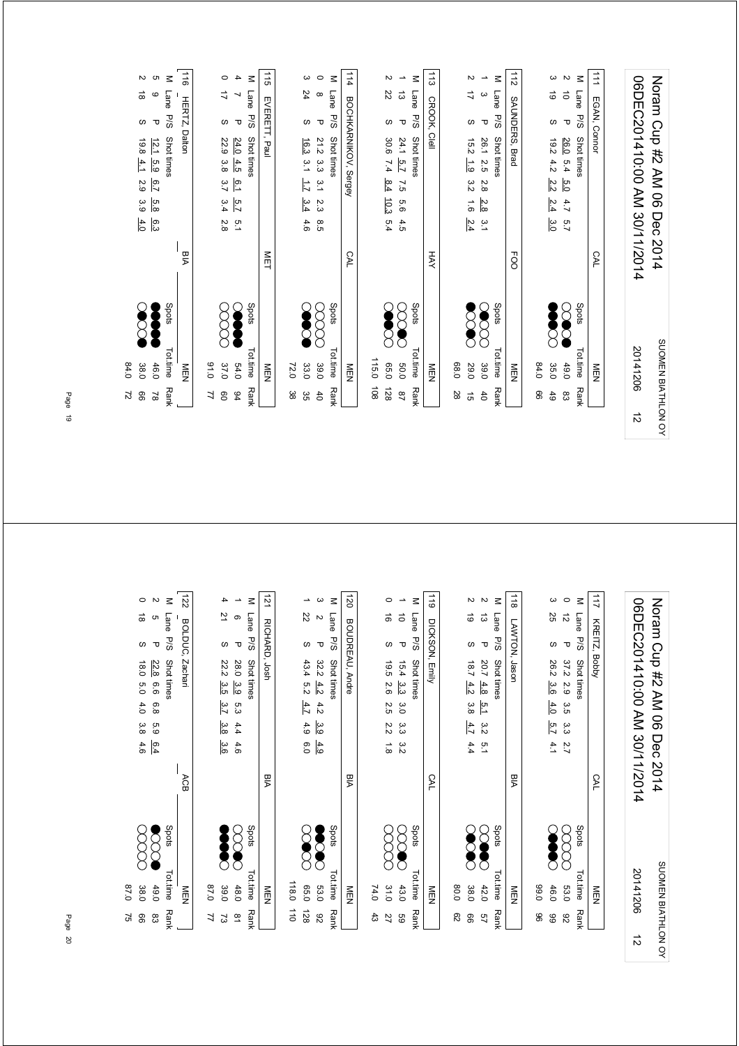# Noram Cup #2 AM 06 Dec 2014
## 06DEC20141O:00 AM 30/11/2014

SUOMEN BIATHLON OY

20141206 12

### 111 EGAN, Connor — CAL — MEN

| M | Lane | P/S | Shot times | | | | | Spots | Tot.time | Rank |
|---|---|---|---|---|---|---|---|---|---|---|
| 2 | 10 | P | 26.0 | 5.4 | 5.0 | 4.7 | 5.7 | | 49.0 | 83 |
| 3 | 19 | S | 19.2 | 4.2 | 2.2 | 2.4 | 3.0 | | 35.0 | 49 |
| | | | | | | | | | 84.0 | 66 |

### 112 SAUNDERS, Brad — FOO — MEN

| M | Lane | P/S | Shot times | | | | | Spots | Tot.time | Rank |
|---|---|---|---|---|---|---|---|---|---|---|
| 1 | 3 | P | 26.1 | 2.5 | 2.8 | 2.8 | 3.1 | | 39.0 | 40 |
| 2 | 17 | S | 15.2 | 1.9 | 3.2 | 1.6 | 2.4 | | 29.0 | 15 |
| | | | | | | | | | 68.0 | 28 |

### 113 CROOK, Clell — HAY — MEN

| M | Lane | P/S | Shot times | | | | | Spots | Tot.time | Rank |
|---|---|---|---|---|---|---|---|---|---|---|
| 1 | 13 | P | 24.1 | 5.7 | 7.5 | 5.6 | 4.5 | | 50.0 | 87 |
| 2 | 22 | S | 30.6 | 7.4 | 8.4 | 10.3 | 5.4 | | 65.0 | 128 |
| | | | | | | | | | 115.0 | 108 |

### 114 BOCHKARNIKOV, Sergey — CAL — MEN

| M | Lane | P/S | Shot times | | | | | Spots | Tot.time | Rank |
|---|---|---|---|---|---|---|---|---|---|---|
| 0 | 8 | P | 21.2 | 3.3 | 3.1 | 2.3 | 8.5 | | 39.0 | 40 |
| 3 | 24 | S | 16.3 | 3.1 | 1.7 | 3.4 | 4.6 | | 33.0 | 35 |
| | | | | | | | | | 72.0 | 38 |

### 115 EVERETT, Paul — MET — MEN

| M | Lane | P/S | Shot times | | | | | Spots | Tot.time | Rank |
|---|---|---|---|---|---|---|---|---|---|---|
| 4 | 7 | P | 24.0 | 4.5 | 6.1 | 5.7 | 5.1 | | 54.0 | 94 |
| 0 | 17 | S | 22.9 | 3.8 | 3.7 | 3.4 | 2.8 | | 37.0 | 60 |
| | | | | | | | | | 91.0 | 77 |

### 116 HERTZ, Dalton — BIA — MEN

| M | Lane | P/S | Shot times | | | | | Spots | Tot.time | Rank |
|---|---|---|---|---|---|---|---|---|---|---|
| 5 | 9 | P | 12.1 | 5.9 | 6.7 | 5.8 | 6.3 | | 46.0 | 78 |
| 2 | 18 | S | 19.8 | 4.1 | 2.9 | 3.9 | 4.0 | | 38.0 | 66 |
| | | | | | | | | | 84.0 | 72 |

# Noram Cup #2 AM 06 Dec 2014
## 06DEC20141O:00 AM 30/11/2014

SUOMEN BIATHLON OY

20141206 12

### 117 KREITZ, Bobby — CAL — MEN

| M | Lane | P/S | Shot times | | | | | Spots | Tot.time | Rank |
|---|---|---|---|---|---|---|---|---|---|---|
| 0 | 12 | P | 37.2 | 2.9 | 3.5 | 3.3 | 2.7 | | 53.0 | 92 |
| 3 | 25 | S | 26.2 | 3.6 | 4.0 | 5.7 | 4.1 | | 46.0 | 99 |
| | | | | | | | | | 99.0 | 96 |

### 118 LAWTON, Jason — BIA — MEN

| M | Lane | P/S | Shot times | | | | | Spots | Tot.time | Rank |
|---|---|---|---|---|---|---|---|---|---|---|
| 2 | 13 | P | 20.7 | 4.8 | 5.1 | 3.2 | 5.1 | | 42.0 | 57 |
| 2 | 19 | S | 18.7 | 4.2 | 3.8 | 4.7 | 4.4 | | 38.0 | 66 |
| | | | | | | | | | 80.0 | 62 |

### 119 DICKSON, Emily — CAL — MEN

| M | Lane | P/S | Shot times | | | | | Spots | Tot.time | Rank |
|---|---|---|---|---|---|---|---|---|---|---|
| 1 | 10 | P | 15.4 | 3.3 | 3.0 | 3.3 | 3.2 | | 43.0 | 59 |
| 0 | 16 | S | 19.5 | 2.6 | 2.5 | 2.2 | 1.8 | | 31.0 | 27 |
| | | | | | | | | | 74.0 | 43 |

### 120 BOUDREAU, Andre — BIA — MEN

| M | Lane | P/S | Shot times | | | | | Spots | Tot.time | Rank |
|---|---|---|---|---|---|---|---|---|---|---|
| 3 | 2 | P | 32.2 | 4.2 | 4.2 | 3.9 | 4.9 | | 53.0 | 92 |
| 1 | 22 | S | 43.4 | 5.2 | 4.7 | 4.9 | 6.0 | | 65.0 | 128 |
| | | | | | | | | | 118.0 | 110 |

### 121 RICHARD, Josh — BIA — MEN

| M | Lane | P/S | Shot times | | | | | Spots | Tot.time | Rank |
|---|---|---|---|---|---|---|---|---|---|---|
| 1 | 6 | P | 28.0 | 3.9 | 5.3 | 4.4 | 4.6 | | 48.0 | 81 |
| 4 | 21 | S | 22.2 | 3.5 | 3.7 | 3.8 | 3.6 | | 39.0 | 73 |
| | | | | | | | | | 87.0 | 77 |

### 122 BOLDUC, Zachari — ACB — MEN

| M | Lane | P/S | Shot times | | | | | Spots | Tot.time | Rank |
|---|---|---|---|---|---|---|---|---|---|---|
| 2 | 5 | P | 22.8 | 6.6 | 6.8 | 5.9 | 6.4 | | 49.0 | 83 |
| 0 | 18 | S | 18.0 | 5.0 | 4.0 | 3.8 | 4.6 | | 38.0 | 66 |
| | | | | | | | | | 87.0 | 75 |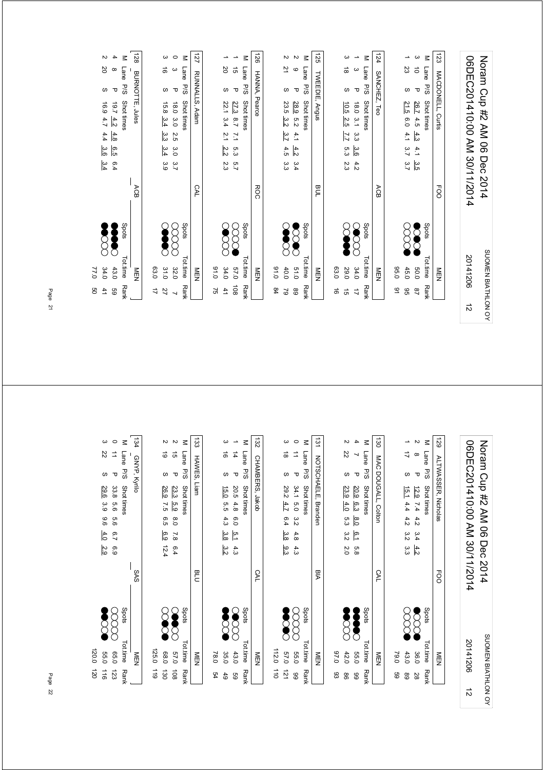# Noram Cup #2 AM 06 Dec 2014

06DEC20141 0:00 AM 30/11/2014 — SUOMEN BIATHLON OY — 20141206 — 12

## 123 MACDONELL, Curtis — FOO — MEN

| M | Lane | P/S | Shot times | | | | | Spots | Tot.time | Rank |
|---|---|---|---|---|---|---|---|---|---|---|
| 3 | 10 | P | 26.7 | 4.5 | 4.3 | 4.1 | 3.5 | | 50.0 | 87 |
| 1 | 23 | S | 21.5 | 6.0 | 4.1 | 3.7 | 3.7 | | 45.0 | 95 |
| | | | | | | | | | 95.0 | 91 |

## 124 SANCHEZ, Teo — ACB — MEN

| M | Lane | P/S | Shot times | | | | | Spots | Tot.time | Rank |
|---|---|---|---|---|---|---|---|---|---|---|
| 1 | 3 | P | 18.0 | 3.1 | 3.3 | 3.6 | 4.2 | | 34.0 | 17 |
| 3 | 18 | S | 10.5 | 2.5 | 7.7 | 5.3 | 2.3 | | 29.0 | 15 |
| | | | | | | | | | 63.0 | 16 |

## 125 TWEEDIE, Angus — BUL — MEN

| M | Lane | P/S | Shot times | | | | | Spots | Tot.time | Rank |
|---|---|---|---|---|---|---|---|---|---|---|
| 2 | 9 | P | 28.9 | 5.2 | 4.1 | 4.2 | 3.4 | | 51.0 | 89 |
| 2 | 21 | S | 23.5 | 3.2 | 3.7 | 4.5 | 3.3 | | 40.0 | 79 |
| | | | | | | | | | 91.0 | 84 |

## 126 HANNA, Pearce — ROC — MEN

| M | Lane | P/S | Shot times | | | | | Spots | Tot.time | Rank |
|---|---|---|---|---|---|---|---|---|---|---|
| 1 | 15 | P | 27.3 | 8.7 | 7.1 | 5.3 | 5.7 | | 57.0 | 108 |
| 1 | 20 | S | 22.1 | 3.4 | 2.1 | 2.2 | 2.3 | | 34.0 | 41 |
| | | | | | | | | | 91.0 | 75 |

## 127 RUNNALLS, Adam — CAL — MEN

| M | Lane | P/S | Shot times | | | | | Spots | Tot.time | Rank |
|---|---|---|---|---|---|---|---|---|---|---|
| 0 | 3 | P | 18.0 | 3.0 | 2.5 | 3.0 | 3.7 | | 32.0 | 7 |
| 3 | 16 | S | 15.8 | 3.4 | 3.3 | 3.4 | 3.9 | | 31.0 | 27 |
| | | | | | | | | | 63.0 | 17 |

## 128 BURNOTTE, Jules — ACB — MEN

| M | Lane | P/S | Shot times | | | | | Spots | Tot.time | Rank |
|---|---|---|---|---|---|---|---|---|---|---|
| 4 | 8 | P | 19.7 | 4.2 | 4.8 | 6.5 | 6.4 | | 43.0 | 59 |
| 2 | 20 | S | 16.9 | 4.7 | 4.4 | 3.6 | 3.4 | | 34.0 | 41 |
| | | | | | | | | | 77.0 | 50 |

# Noram Cup #2 AM 06 Dec 2014

06DEC20141 0:00 AM 30/11/2014 — SUOMEN BIATHLON OY — 20141206 — 12

## 129 ALTWASSER, Nicholas — FOO — MEN

| M | Lane | P/S | Shot times | | | | | Spots | Tot.time | Rank |
|---|---|---|---|---|---|---|---|---|---|---|
| 2 | 8 | P | 12.9 | 7.4 | 4.2 | 3.4 | 4.2 | | 36.0 | 28 |
| 1 | 17 | S | 15.1 | 4.4 | 4.2 | 3.2 | 3.3 | | 43.0 | 89 |
| | | | | | | | | | 79.0 | 59 |

## 130 MAC DOUGALL, Colton — CAL — MEN

| M | Lane | P/S | Shot times | | | | | Spots | Tot.time | Rank |
|---|---|---|---|---|---|---|---|---|---|---|
| 4 | 7 | P | 20.9 | 6.3 | 8.0 | 6.1 | 5.8 | | 55.0 | 99 |
| 2 | 22 | S | 23.9 | 4.0 | 5.3 | 3.2 | 2.0 | | 42.0 | 86 |
| | | | | | | | | | 97.0 | 93 |

## 131 NOTSCHAELE, Branden — BIA — MEN

| M | Lane | P/S | Shot times | | | | | Spots | Tot.time | Rank |
|---|---|---|---|---|---|---|---|---|---|---|
| 0 | 11 | P | 34.1 | 5.0 | 3.2 | 4.8 | 4.3 | | 55.0 | 99 |
| 3 | 18 | S | 29.2 | 4.7 | 6.4 | 3.8 | 9.3 | | 57.0 | 121 |
| | | | | | | | | | 112.0 | 110 |

## 132 CHAMBERS, Jakob — CAL — MEN

| M | Lane | P/S | Shot times | | | | | Spots | Tot.time | Rank |
|---|---|---|---|---|---|---|---|---|---|---|
| 1 | 14 | P | 20.5 | 4.8 | 6.0 | 5.1 | 4.3 | | 43.0 | 59 |
| 3 | 16 | S | 15.0 | 5.5 | 4.3 | 3.8 | 3.2 | | 35.0 | 49 |
| | | | | | | | | | 78.0 | 54 |

## 133 HAWES, Liam — BLU — MEN

| M | Lane | P/S | Shot times | | | | | Spots | Tot.time | Rank |
|---|---|---|---|---|---|---|---|---|---|---|
| 2 | 15 | P | 23.3 | 5.9 | 8.0 | 7.8 | 6.4 | | 57.0 | 108 |
| 2 | 19 | S | 26.9 | 7.5 | 6.5 | 6.9 | 12.4 | | 68.0 | 130 |
| | | | | | | | | | 125.0 | 119 |

## 134 GNYP, Kyrilo — SAS — MEN

| M | Lane | P/S | Shot times | | | | | Spots | Tot.time | Rank |
|---|---|---|---|---|---|---|---|---|---|---|
| 0 | 11 | P | 33.8 | 5.6 | 5.6 | 6.7 | 6.9 | | 65.0 | 123 |
| 3 | 22 | S | 29.6 | 3.9 | 9.6 | 4.0 | 2.9 | | 55.0 | 116 |
| | | | | | | | | | 120.0 | 120 |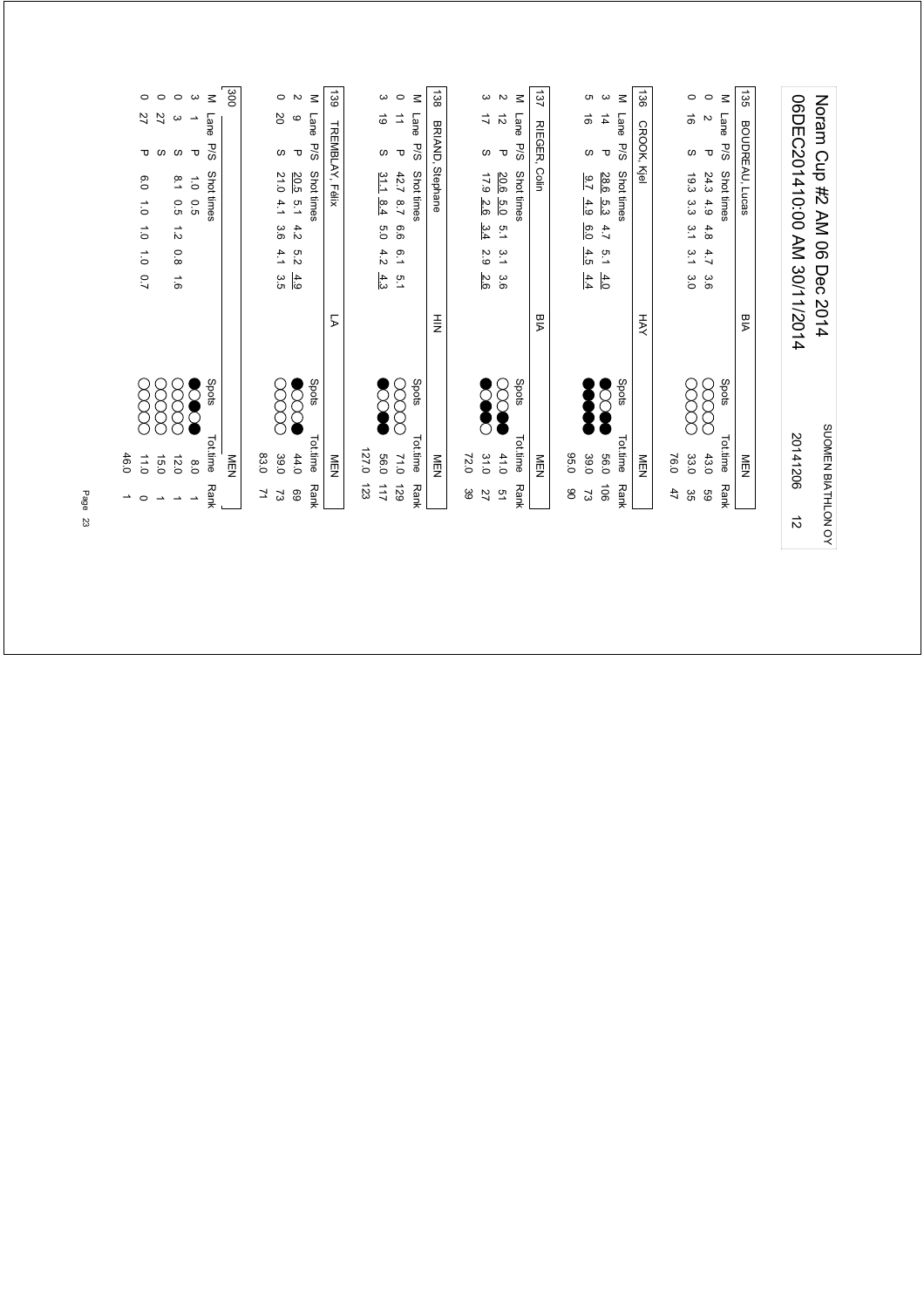# Noram Cup #2 AM 06 Dec 2014

06DEC201410:00 AM 30/11/2014

SUOMEN BIATHLON OY

20141206 12

**135 BOUDREAU, Lucas — BIA — MEN**

| M | Lane | P/S | Shot times | Spots | Tot.time | Rank |
|---|---|---|---|---|---|---|
| 0 | 2 | P | 24.3 4.9 4.8 4.7 3.6 | ○○○○○ | 43.0 | 59 |
| 0 | 16 | S | 19.3 3.3 3.1 3.1 3.0 | ○○○○○ | 33.0 | 35 |
| | | | | | 76.0 | 47 |

**136 CROOK, Kjel — HAY — MEN**

| M | Lane | P/S | Shot times | Spots | Tot.time | Rank |
|---|---|---|---|---|---|---|
| 3 | 14 | P | 28.6 5.3 4.7 5.1 4.0 | ●○●●○ | 56.0 | 106 |
| 5 | 16 | S | 9.7 4.9 6.0 4.5 4.4 | ●●●●● | 39.0 | 73 |
| | | | | | 95.0 | 90 |

**137 RIEGER, Colin — BIA — MEN**

| M | Lane | P/S | Shot times | Spots | Tot.time | Rank |
|---|---|---|---|---|---|---|
| 2 | 12 | P | 20.6 5.0 5.1 3.1 3.6 | ○○●●○ | 41.0 | 51 |
| 3 | 17 | S | 17.9 2.6 3.4 2.9 2.6 | ●○●●○ | 31.0 | 27 |
| | | | | | 72.0 | 39 |

**138 BRIAND, Stephane — HIN — MEN**

| M | Lane | P/S | Shot times | Spots | Tot.time | Rank |
|---|---|---|---|---|---|---|
| 0 | 11 | P | 42.7 8.7 6.6 6.1 5.1 | ○○○○○ | 71.0 | 129 |
| 3 | 19 | S | 31.1 8.4 5.0 4.2 4.3 | ●○●●○ | 56.0 | 117 |
| | | | | | 127.0 | 123 |

**139 TREMBLAY, Félix — LA — MEN**

| M | Lane | P/S | Shot times | Spots | Tot.time | Rank |
|---|---|---|---|---|---|---|
| 2 | 9 | P | 20.5 5.1 4.2 5.2 4.9 | ●○○●○ | 44.0 | 69 |
| 0 | 20 | S | 21.0 4.1 3.6 4.1 3.5 | ○○○○○ | 39.0 | 73 |
| | | | | | 83.0 | 71 |

**300 — MEN**

| M | Lane | P/S | Shot times | Spots | Tot.time | Rank |
|---|---|---|---|---|---|---|
| 3 | 1 | P | 1.0 0.5 | ●○●●○ | 8.0 | 1 |
| 0 | 3 | S | 8.1 0.5 1.2 0.8 1.6 | ○○○○○ | 12.0 | 1 |
| 0 | 27 | S | | ○○○○○ | 15.0 | 1 |
| 0 | 27 | P | 6.0 1.0 1.0 1.0 0.7 | ○○○○○ | 11.0 | 0 |
| | | | | | 46.0 | 1 |